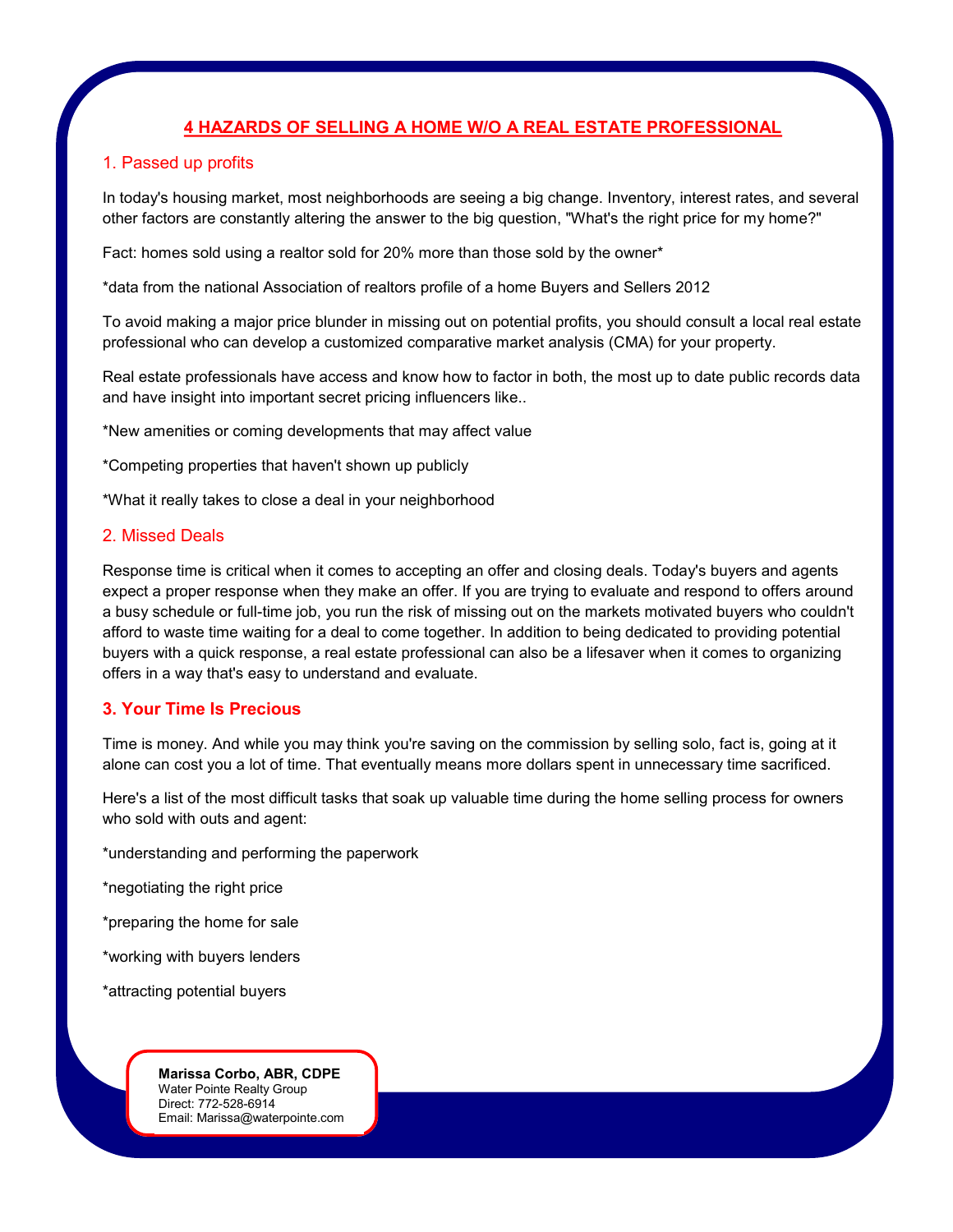# 4 HAZARDS OF SELLING A HOME W/O A REAL ESTATE PROFESSIONAL

## 1. Passed up profits

In today's housing market, most neighborhoods are seeing a big change. Inventory, interest rates, and several other factors are constantly altering the answer to the big question, "What's the right price for my home?"

Fact: homes sold using a realtor sold for 20% more than those sold by the owner*

*data from the national Association of realtors profile of a home Buyers and Sellers 2012

To avoid making a major price blunder in missing out on potential profits, you should consult a local real estate professional who can develop a customized comparative market analysis (CMA) for your property.

Real estate professionals have access and know how to factor in both, the most up to date public records data and have insight into important secret pricing influencers like..

*New amenities or coming developments that may affect value

*Competing properties that haven't shown up publicly

*What it really takes to close a deal in your neighborhood

## 2. Missed Deals

Response time is critical when it comes to accepting an offer and closing deals. Today's buyers and agents expect a proper response when they make an offer. If you are trying to evaluate and respond to offers around a busy schedule or full-time job, you run the risk of missing out on the markets motivated buyers who couldn't afford to waste time waiting for a deal to come together. In addition to being dedicated to providing potential buyers with a quick response, a real estate professional can also be a lifesaver when it comes to organizing offers in a way that's easy to understand and evaluate.

## 3. Your Time Is Precious

Time is money. And while you may think you're saving on the commission by selling solo, fact is, going at it alone can cost you a lot of time. That eventually means more dollars spent in unnecessary time sacrificed.

Here's a list of the most difficult tasks that soak up valuable time during the home selling process for owners who sold with outs and agent:

*understanding and performing the paperwork

*negotiating the right price

*preparing the home for sale

*working with buyers lenders

*attracting potential buyers

**Marissa Corbo, ABR, CDPE**
Water Pointe Realty Group
Direct: 772-528-6914
Email: Marissa@waterpointe.com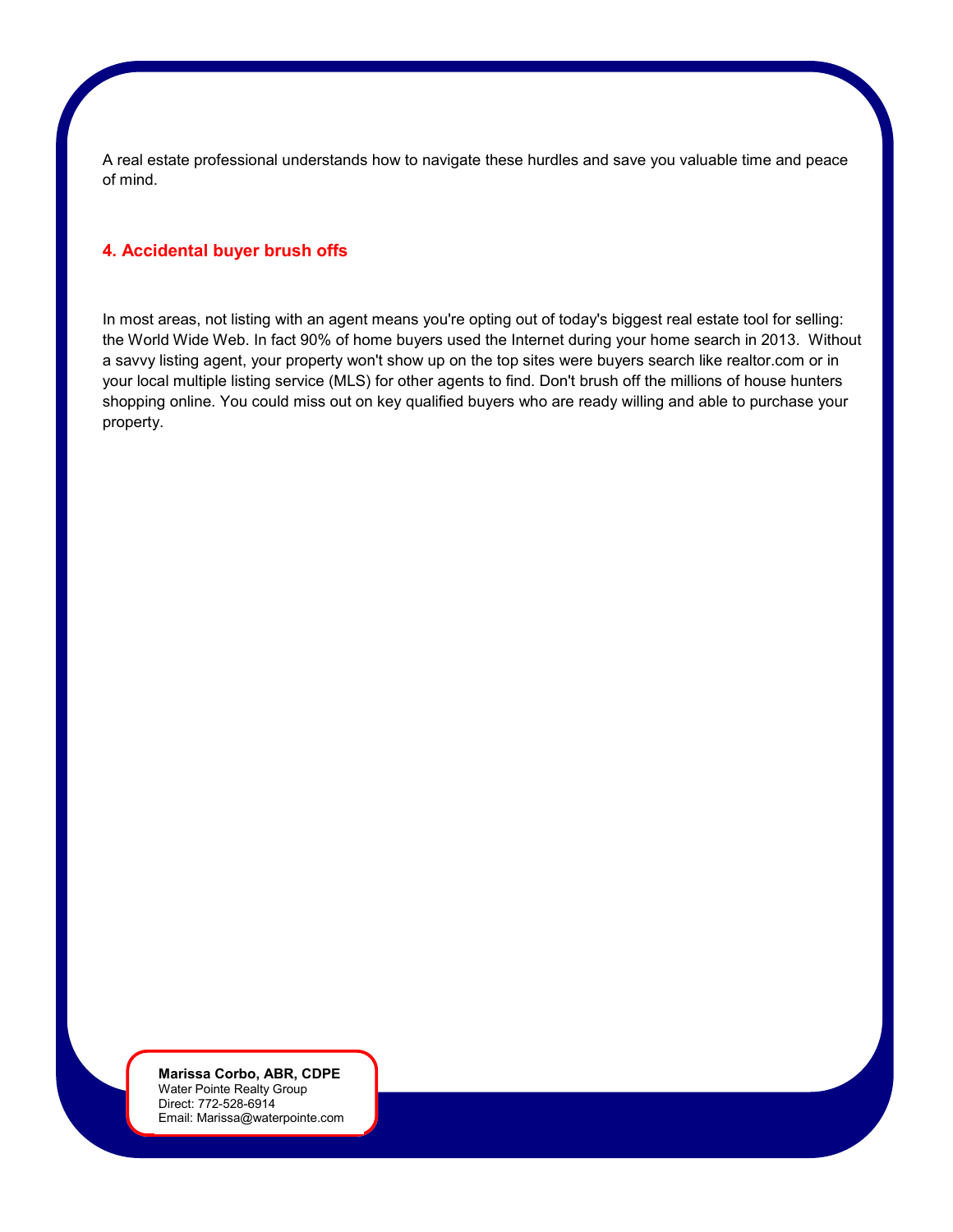A real estate professional understands how to navigate these hurdles and save you valuable time and peace of mind.

## 4. Accidental buyer brush offs

In most areas, not listing with an agent means you're opting out of today's biggest real estate tool for selling: the World Wide Web. In fact 90% of home buyers used the Internet during your home search in 2013.  Without a savvy listing agent, your property won't show up on the top sites were buyers search like realtor.com or in your local multiple listing service (MLS) for other agents to find. Don't brush off the millions of house hunters shopping online. You could miss out on key qualified buyers who are ready willing and able to purchase your property.

**Marissa Corbo, ABR, CDPE**
Water Pointe Realty Group
Direct: 772-528-6914
Email: Marissa@waterpointe.com